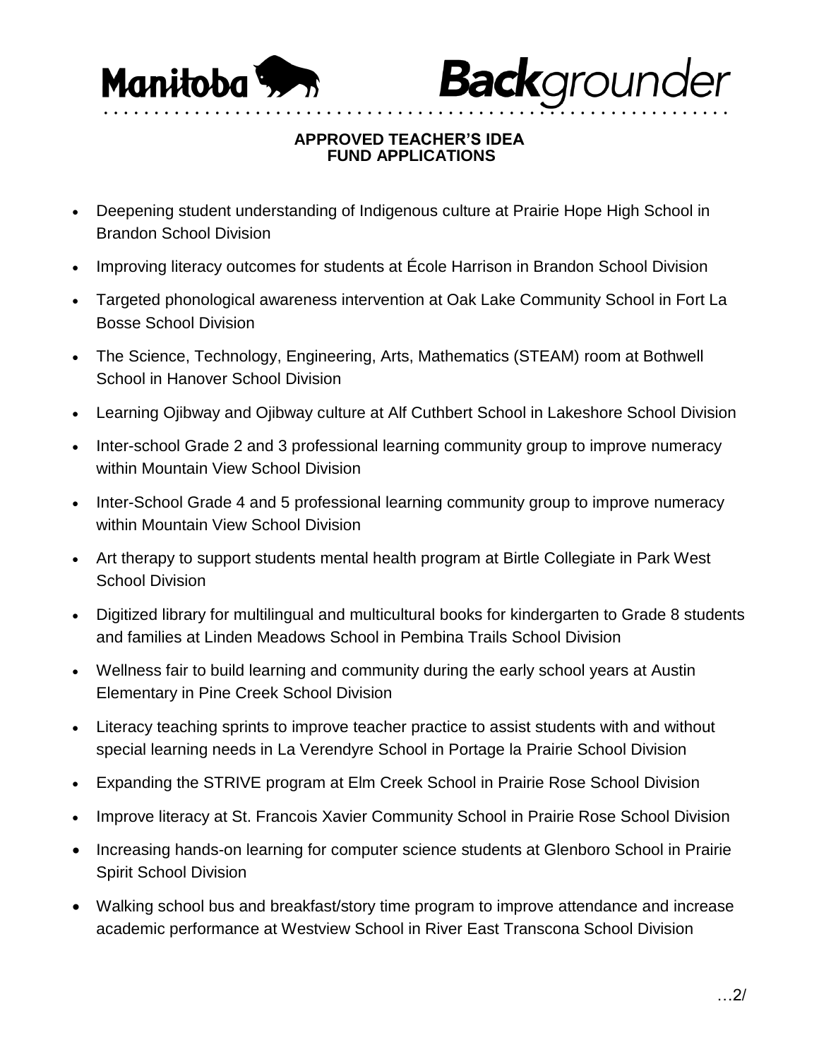# APPROVED TEACHER'S IDEA FUND APPLICATIONS

- Deepening student understanding of Indigenous culture at Prairie Hope High School in Brandon School Division
- Improving literacy outcomes for students at École Harrison in Brandon School Division
- Targeted phonological awareness intervention at Oak Lake Community School in Fort La Bosse School Division
- The Science, Technology, Engineering, Arts, Mathematics (STEAM) room at Bothwell School in Hanover School Division
- Learning Ojibway and Ojibway culture at Alf Cuthbert School in Lakeshore School Division
- Inter-school Grade 2 and 3 professional learning community group to improve numeracy within Mountain View School Division
- Inter-School Grade 4 and 5 professional learning community group to improve numeracy within Mountain View School Division
- Art therapy to support students mental health program at Birtle Collegiate in Park West School Division
- Digitized library for multilingual and multicultural books for kindergarten to Grade 8 students and families at Linden Meadows School in Pembina Trails School Division
- Wellness fair to build learning and community during the early school years at Austin Elementary in Pine Creek School Division
- Literacy teaching sprints to improve teacher practice to assist students with and without special learning needs in La Verendyre School in Portage la Prairie School Division
- Expanding the STRIVE program at Elm Creek School in Prairie Rose School Division
- Improve literacy at St. Francois Xavier Community School in Prairie Rose School Division
- Increasing hands-on learning for computer science students at Glenboro School in Prairie Spirit School Division
- Walking school bus and breakfast/story time program to improve attendance and increase academic performance at Westview School in River East Transcona School Division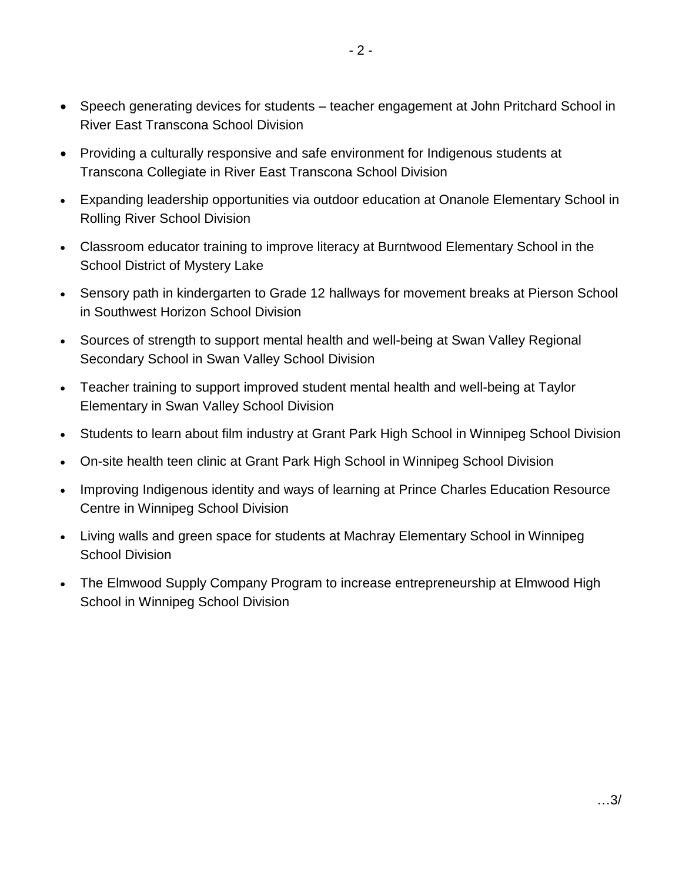- Speech generating devices for students – teacher engagement at John Pritchard School in River East Transcona School Division
- Providing a culturally responsive and safe environment for Indigenous students at Transcona Collegiate in River East Transcona School Division
- Expanding leadership opportunities via outdoor education at Onanole Elementary School in Rolling River School Division
- Classroom educator training to improve literacy at Burntwood Elementary School in the School District of Mystery Lake
- Sensory path in kindergarten to Grade 12 hallways for movement breaks at Pierson School in Southwest Horizon School Division
- Sources of strength to support mental health and well-being at Swan Valley Regional Secondary School in Swan Valley School Division
- Teacher training to support improved student mental health and well-being at Taylor Elementary in Swan Valley School Division
- Students to learn about film industry at Grant Park High School in Winnipeg School Division
- On-site health teen clinic at Grant Park High School in Winnipeg School Division
- Improving Indigenous identity and ways of learning at Prince Charles Education Resource Centre in Winnipeg School Division
- Living walls and green space for students at Machray Elementary School in Winnipeg School Division
- The Elmwood Supply Company Program to increase entrepreneurship at Elmwood High School in Winnipeg School Division

…3/